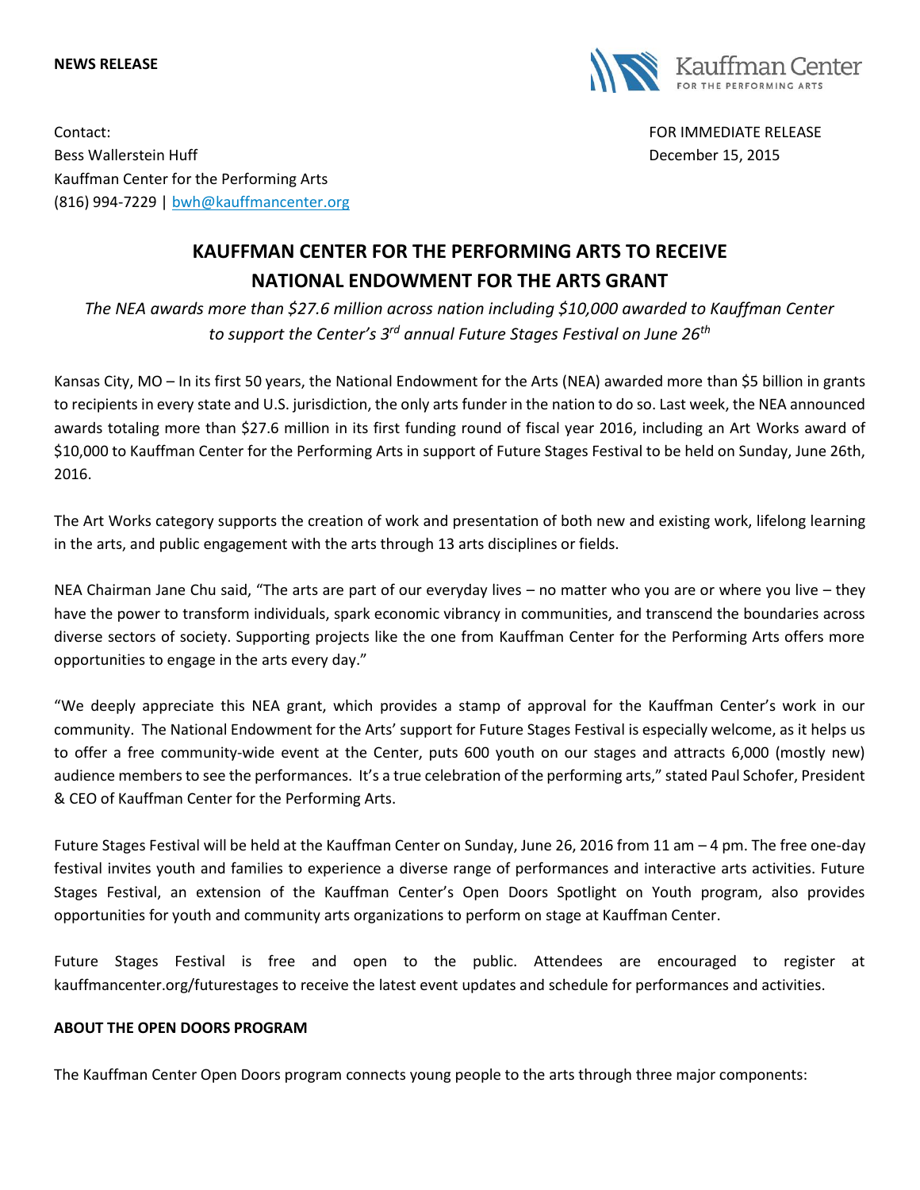**NEWS RELEASE**

Contact:
Bess Wallerstein Huff
Kauffman Center for the Performing Arts
(816) 994-7229 | bwh@kauffmancenter.org

FOR IMMEDIATE RELEASE
December 15, 2015

# KAUFFMAN CENTER FOR THE PERFORMING ARTS TO RECEIVE NATIONAL ENDOWMENT FOR THE ARTS GRANT

*The NEA awards more than $27.6 million across nation including $10,000 awarded to Kauffman Center to support the Center's 3rd annual Future Stages Festival on June 26th*

Kansas City, MO – In its first 50 years, the National Endowment for the Arts (NEA) awarded more than $5 billion in grants to recipients in every state and U.S. jurisdiction, the only arts funder in the nation to do so. Last week, the NEA announced awards totaling more than $27.6 million in its first funding round of fiscal year 2016, including an Art Works award of $10,000 to Kauffman Center for the Performing Arts in support of Future Stages Festival to be held on Sunday, June 26th, 2016.

The Art Works category supports the creation of work and presentation of both new and existing work, lifelong learning in the arts, and public engagement with the arts through 13 arts disciplines or fields.

NEA Chairman Jane Chu said, "The arts are part of our everyday lives – no matter who you are or where you live – they have the power to transform individuals, spark economic vibrancy in communities, and transcend the boundaries across diverse sectors of society. Supporting projects like the one from Kauffman Center for the Performing Arts offers more opportunities to engage in the arts every day."

"We deeply appreciate this NEA grant, which provides a stamp of approval for the Kauffman Center's work in our community. The National Endowment for the Arts' support for Future Stages Festival is especially welcome, as it helps us to offer a free community-wide event at the Center, puts 600 youth on our stages and attracts 6,000 (mostly new) audience members to see the performances. It's a true celebration of the performing arts," stated Paul Schofer, President & CEO of Kauffman Center for the Performing Arts.

Future Stages Festival will be held at the Kauffman Center on Sunday, June 26, 2016 from 11 am – 4 pm. The free one-day festival invites youth and families to experience a diverse range of performances and interactive arts activities. Future Stages Festival, an extension of the Kauffman Center's Open Doors Spotlight on Youth program, also provides opportunities for youth and community arts organizations to perform on stage at Kauffman Center.

Future Stages Festival is free and open to the public. Attendees are encouraged to register at kauffmancenter.org/futurestages to receive the latest event updates and schedule for performances and activities.

## ABOUT THE OPEN DOORS PROGRAM

The Kauffman Center Open Doors program connects young people to the arts through three major components: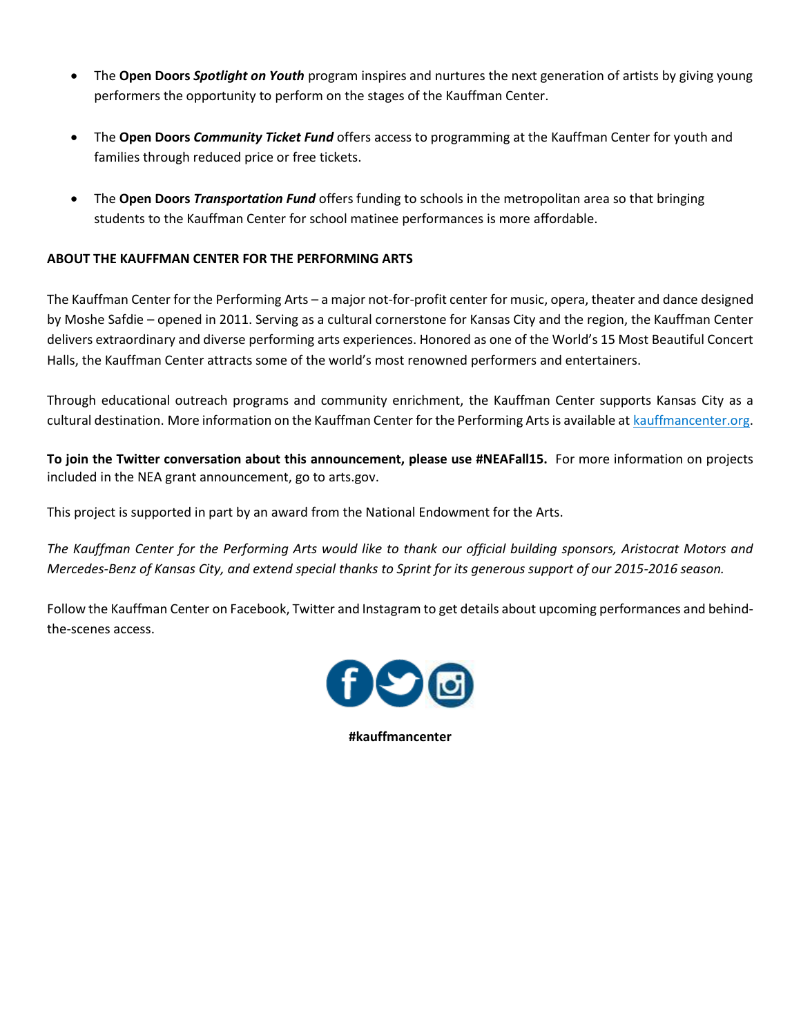- The **Open Doors *Spotlight on Youth*** program inspires and nurtures the next generation of artists by giving young performers the opportunity to perform on the stages of the Kauffman Center.

- The **Open Doors *Community Ticket Fund*** offers access to programming at the Kauffman Center for youth and families through reduced price or free tickets.

- The **Open Doors *Transportation Fund*** offers funding to schools in the metropolitan area so that bringing students to the Kauffman Center for school matinee performances is more affordable.

**ABOUT THE KAUFFMAN CENTER FOR THE PERFORMING ARTS**

The Kauffman Center for the Performing Arts – a major not-for-profit center for music, opera, theater and dance designed by Moshe Safdie – opened in 2011. Serving as a cultural cornerstone for Kansas City and the region, the Kauffman Center delivers extraordinary and diverse performing arts experiences. Honored as one of the World's 15 Most Beautiful Concert Halls, the Kauffman Center attracts some of the world's most renowned performers and entertainers.

Through educational outreach programs and community enrichment, the Kauffman Center supports Kansas City as a cultural destination. More information on the Kauffman Center for the Performing Arts is available at [kauffmancenter.org](http://kauffmancenter.org).

**To join the Twitter conversation about this announcement, please use #NEAFall15.** For more information on projects included in the NEA grant announcement, go to arts.gov.

This project is supported in part by an award from the National Endowment for the Arts.

*The Kauffman Center for the Performing Arts would like to thank our official building sponsors, Aristocrat Motors and Mercedes-Benz of Kansas City, and extend special thanks to Sprint for its generous support of our 2015-2016 season.*

Follow the Kauffman Center on Facebook, Twitter and Instagram to get details about upcoming performances and behind-the-scenes access.

**#kauffmancenter**